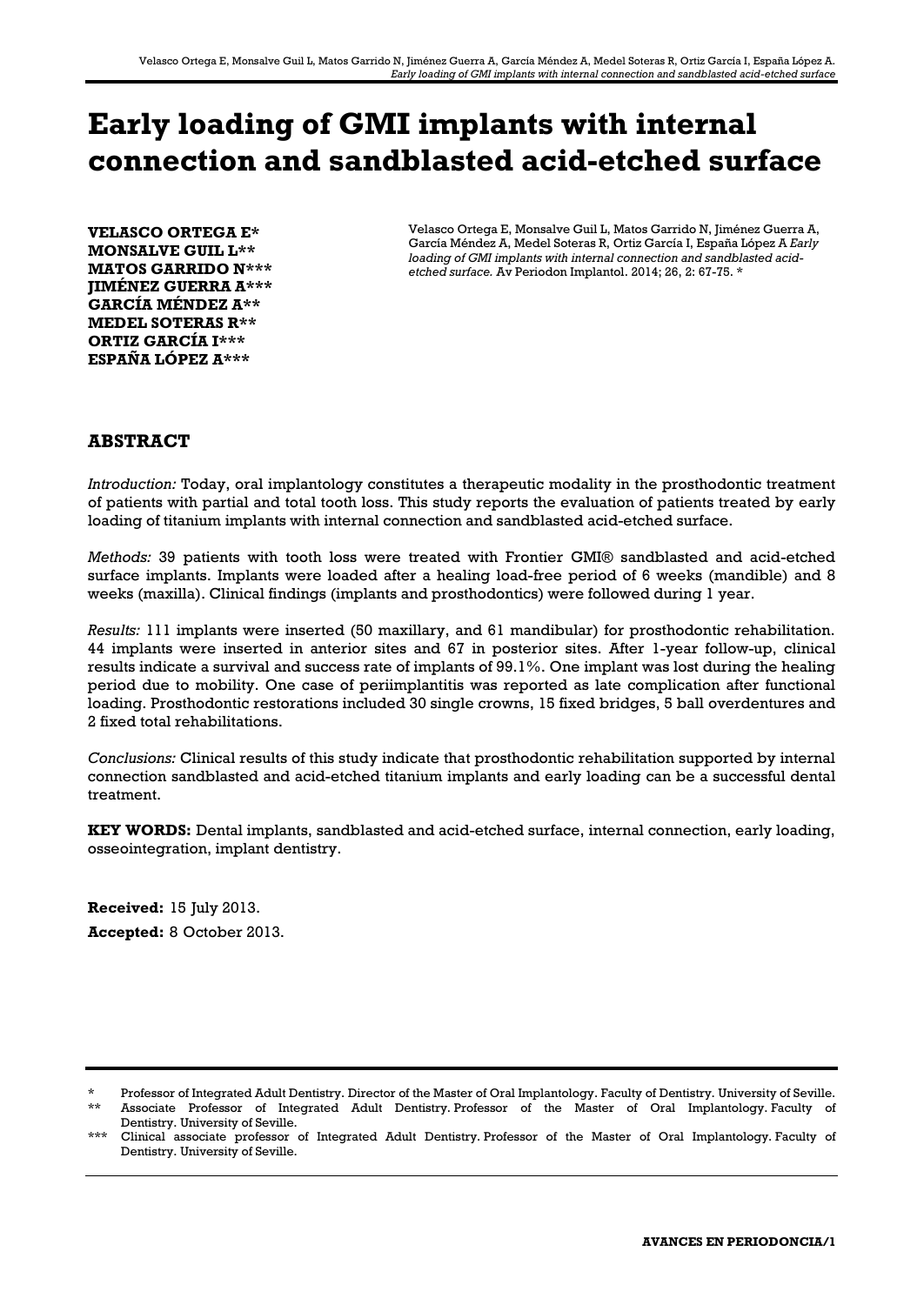# Early loading of GMI implants with internal connection and sandblasted acid-etched surface

**VELASCO ORTEGA E\***
**MONSALVE GUIL L\*\***
**MATOS GARRIDO N\*\*\***
**JIMÉNEZ GUERRA A\*\*\***
**GARCÍA MÉNDEZ A\*\***
**MEDEL SOTERAS R\*\***
**ORTIZ GARCÍA I\*\*\***
**ESPAÑA LÓPEZ A\*\*\***

Velasco Ortega E, Monsalve Guil L, Matos Garrido N, Jiménez Guerra A, García Méndez A, Medel Soteras R, Ortiz García I, España López A *Early loading of GMI implants with internal connection and sandblasted acid-etched surface.* Av Periodon Implantol. 2014; 26, 2: 67-75. *

## ABSTRACT

*Introduction:* Today, oral implantology constitutes a therapeutic modality in the prosthodontic treatment of patients with partial and total tooth loss. This study reports the evaluation of patients treated by early loading of titanium implants with internal connection and sandblasted acid-etched surface.

*Methods:* 39 patients with tooth loss were treated with Frontier GMI® sandblasted and acid-etched surface implants. Implants were loaded after a healing load-free period of 6 weeks (mandible) and 8 weeks (maxilla). Clinical findings (implants and prosthodontics) were followed during 1 year.

*Results:* 111 implants were inserted (50 maxillary, and 61 mandibular) for prosthodontic rehabilitation. 44 implants were inserted in anterior sites and 67 in posterior sites. After 1-year follow-up, clinical results indicate a survival and success rate of implants of 99.1%. One implant was lost during the healing period due to mobility. One case of periimplantitis was reported as late complication after functional loading. Prosthodontic restorations included 30 single crowns, 15 fixed bridges, 5 ball overdentures and 2 fixed total rehabilitations.

*Conclusions:* Clinical results of this study indicate that prosthodontic rehabilitation supported by internal connection sandblasted and acid-etched titanium implants and early loading can be a successful dental treatment.

**KEY WORDS:** Dental implants, sandblasted and acid-etched surface, internal connection, early loading, osseointegration, implant dentistry.

**Received:** 15 July 2013.
**Accepted:** 8 October 2013.

---

\* Professor of Integrated Adult Dentistry. Director of the Master of Oral Implantology. Faculty of Dentistry. University of Seville.
\*\* Associate Professor of Integrated Adult Dentistry. Professor of the Master of Oral Implantology. Faculty of Dentistry. University of Seville.
\*\*\* Clinical associate professor of Integrated Adult Dentistry. Professor of the Master of Oral Implantology. Faculty of Dentistry. University of Seville.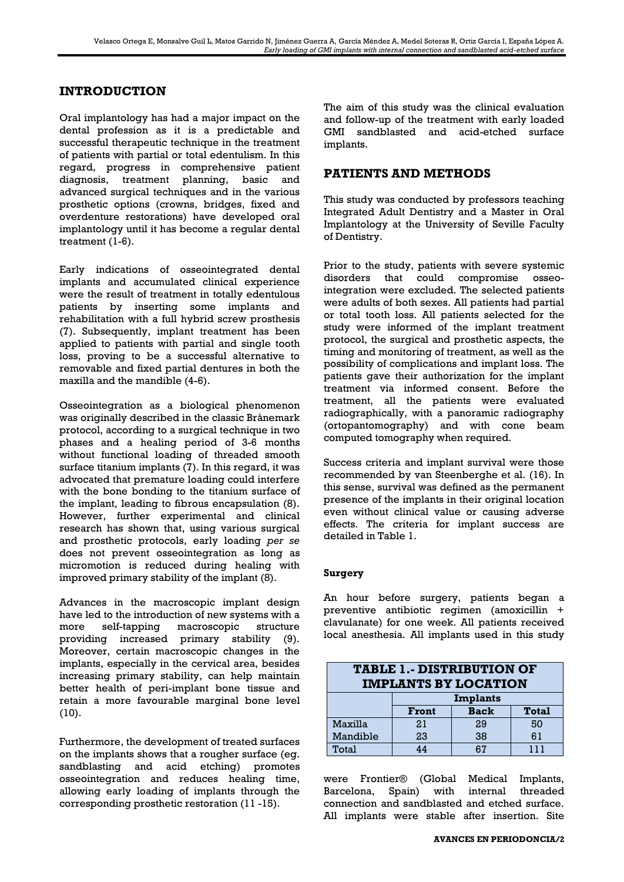## INTRODUCTION

Oral implantology has had a major impact on the dental profession as it is a predictable and successful therapeutic technique in the treatment of patients with partial or total edentulism. In this regard, progress in comprehensive patient diagnosis, treatment planning, basic and advanced surgical techniques and in the various prosthetic options (crowns, bridges, fixed and overdenture restorations) have developed oral implantology until it has become a regular dental treatment (1-6).

Early indications of osseointegrated dental implants and accumulated clinical experience were the result of treatment in totally edentulous patients by inserting some implants and rehabilitation with a full hybrid screw prosthesis (7). Subsequently, implant treatment has been applied to patients with partial and single tooth loss, proving to be a successful alternative to removable and fixed partial dentures in both the maxilla and the mandible (4-6).

Osseointegration as a biological phenomenon was originally described in the classic Brånemark protocol, according to a surgical technique in two phases and a healing period of 3-6 months without functional loading of threaded smooth surface titanium implants (7). In this regard, it was advocated that premature loading could interfere with the bone bonding to the titanium surface of the implant, leading to fibrous encapsulation (8). However, further experimental and clinical research has shown that, using various surgical and prosthetic protocols, early loading *per se* does not prevent osseointegration as long as micromotion is reduced during healing with improved primary stability of the implant (8).

Advances in the macroscopic implant design have led to the introduction of new systems with a more self-tapping macroscopic structure providing increased primary stability (9). Moreover, certain macroscopic changes in the implants, especially in the cervical area, besides increasing primary stability, can help maintain better health of peri-implant bone tissue and retain a more favourable marginal bone level (10).

Furthermore, the development of treated surfaces on the implants shows that a rougher surface (eg. sandblasting and acid etching) promotes osseointegration and reduces healing time, allowing early loading of implants through the corresponding prosthetic restoration (11 -15).

The aim of this study was the clinical evaluation and follow-up of the treatment with early loaded GMI sandblasted and acid-etched surface implants.

## PATIENTS AND METHODS

This study was conducted by professors teaching Integrated Adult Dentistry and a Master in Oral Implantology at the University of Seville Faculty of Dentistry.

Prior to the study, patients with severe systemic disorders that could compromise osseo-integration were excluded. The selected patients were adults of both sexes. All patients had partial or total tooth loss. All patients selected for the study were informed of the implant treatment protocol, the surgical and prosthetic aspects, the timing and monitoring of treatment, as well as the possibility of complications and implant loss. The patients gave their authorization for the implant treatment via informed consent. Before the treatment, all the patients were evaluated radiographically, with a panoramic radiography (ortopantomography) and with cone beam computed tomography when required.

Success criteria and implant survival were those recommended by van Steenberghe et al. (16). In this sense, survival was defined as the permanent presence of the implants in their original location even without clinical value or causing adverse effects. The criteria for implant success are detailed in Table 1.

### Surgery

An hour before surgery, patients began a preventive antibiotic regimen (amoxicillin + clavulanate) for one week. All patients received local anesthesia. All implants used in this study were Frontier® (Global Medical Implants, Barcelona, Spain) with internal threaded connection and sandblasted and etched surface. All implants were stable after insertion. Site

**TABLE 1.- DISTRIBUTION OF IMPLANTS BY LOCATION**

| | Implants | | |
|---|---|---|---|
| | Front | Back | Total |
| Maxilla | 21 | 29 | 50 |
| Mandible | 23 | 38 | 61 |
| Total | 44 | 67 | 111 |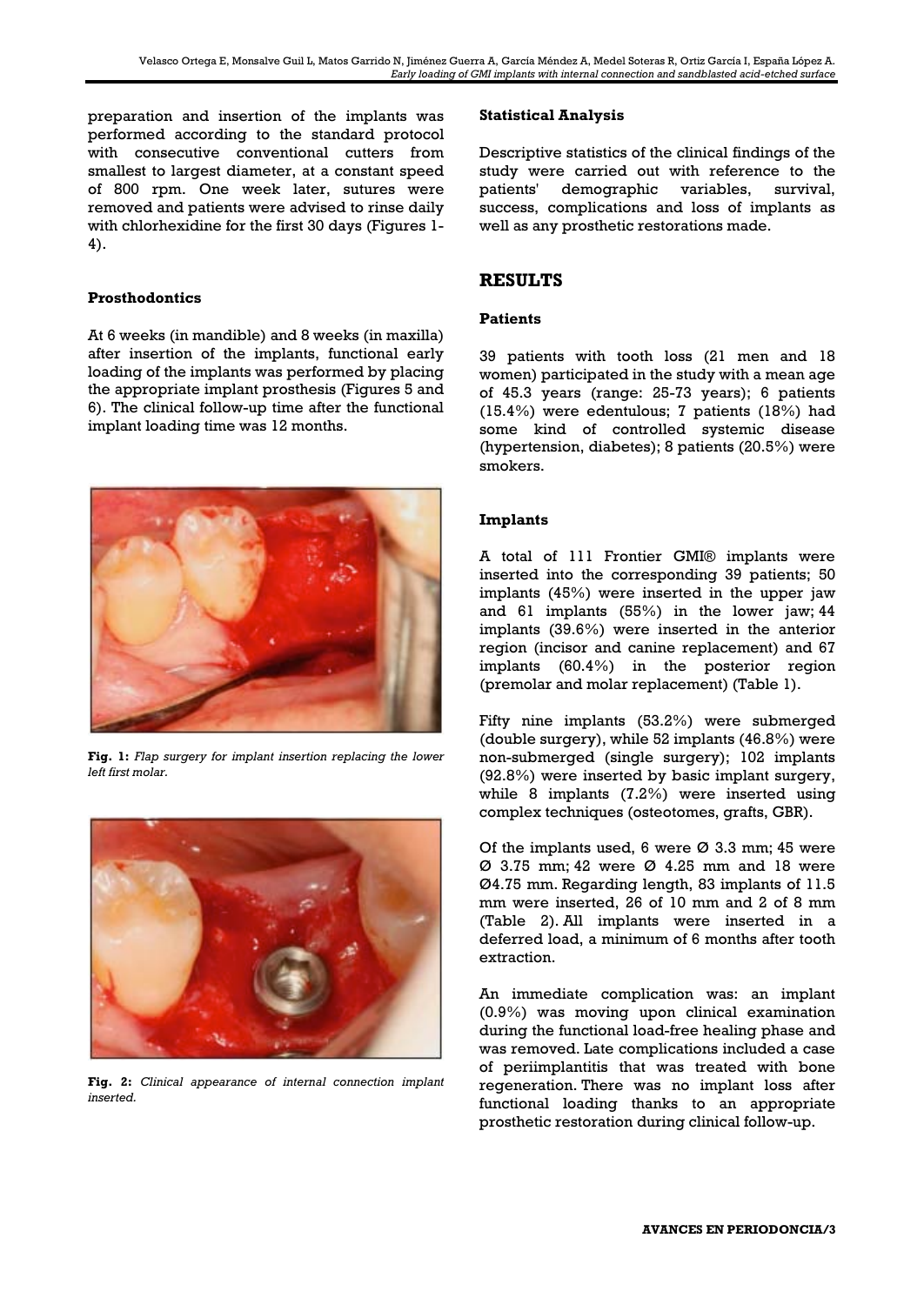preparation and insertion of the implants was performed according to the standard protocol with consecutive conventional cutters from smallest to largest diameter, at a constant speed of 800 rpm. One week later, sutures were removed and patients were advised to rinse daily with chlorhexidine for the first 30 days (Figures 1-4).

### Prosthodontics

At 6 weeks (in mandible) and 8 weeks (in maxilla) after insertion of the implants, functional early loading of the implants was performed by placing the appropriate implant prosthesis (Figures 5 and 6). The clinical follow-up time after the functional implant loading time was 12 months.

**Fig. 1:** *Flap surgery for implant insertion replacing the lower left first molar.*

**Fig. 2:** *Clinical appearance of internal connection implant inserted.*

### Statistical Analysis

Descriptive statistics of the clinical findings of the study were carried out with reference to the patients' demographic variables, survival, success, complications and loss of implants as well as any prosthetic restorations made.

## RESULTS

### Patients

39 patients with tooth loss (21 men and 18 women) participated in the study with a mean age of 45.3 years (range: 25-73 years); 6 patients (15.4%) were edentulous; 7 patients (18%) had some kind of controlled systemic disease (hypertension, diabetes); 8 patients (20.5%) were smokers.

### Implants

A total of 111 Frontier GMI® implants were inserted into the corresponding 39 patients; 50 implants (45%) were inserted in the upper jaw and 61 implants (55%) in the lower jaw; 44 implants (39.6%) were inserted in the anterior region (incisor and canine replacement) and 67 implants (60.4%) in the posterior region (premolar and molar replacement) (Table 1).

Fifty nine implants (53.2%) were submerged (double surgery), while 52 implants (46.8%) were non-submerged (single surgery); 102 implants (92.8%) were inserted by basic implant surgery, while 8 implants (7.2%) were inserted using complex techniques (osteotomes, grafts, GBR).

Of the implants used, 6 were Ø 3.3 mm; 45 were Ø 3.75 mm; 42 were Ø 4.25 mm and 18 were Ø4.75 mm. Regarding length, 83 implants of 11.5 mm were inserted, 26 of 10 mm and 2 of 8 mm (Table 2). All implants were inserted in a deferred load, a minimum of 6 months after tooth extraction.

An immediate complication was: an implant (0.9%) was moving upon clinical examination during the functional load-free healing phase and was removed. Late complications included a case of periimplantitis that was treated with bone regeneration. There was no implant loss after functional loading thanks to an appropriate prosthetic restoration during clinical follow-up.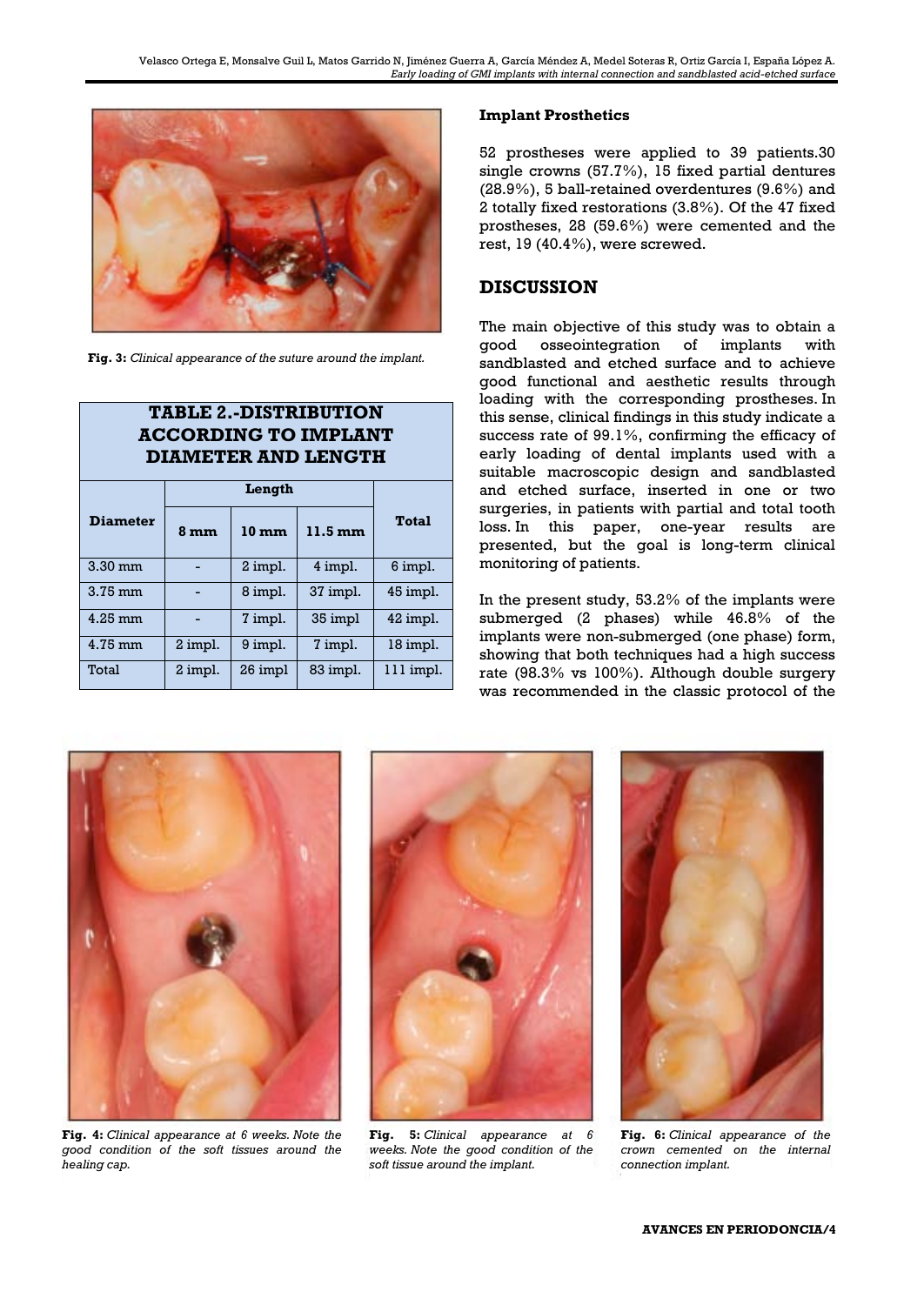**Fig. 3:** *Clinical appearance of the suture around the implant.*

| TABLE 2.-DISTRIBUTION ACCORDING TO IMPLANT DIAMETER AND LENGTH | | | | |
|---|---|---|---|---|
| **Diameter** | **Length** | | | **Total** |
| | **8 mm** | **10 mm** | **11.5 mm** | |
| 3.30 mm | - | 2 impl. | 4 impl. | 6 impl. |
| 3.75 mm | - | 8 impl. | 37 impl. | 45 impl. |
| 4.25 mm | - | 7 impl. | 35 impl | 42 impl. |
| 4.75 mm | 2 impl. | 9 impl. | 7 impl. | 18 impl. |
| Total | 2 impl. | 26 impl | 83 impl. | 111 impl. |

**Implant Prosthetics**

52 prostheses were applied to 39 patients.30 single crowns (57.7%), 15 fixed partial dentures (28.9%), 5 ball-retained overdentures (9.6%) and 2 totally fixed restorations (3.8%). Of the 47 fixed prostheses, 28 (59.6%) were cemented and the rest, 19 (40.4%), were screwed.

## DISCUSSION

The main objective of this study was to obtain a good osseointegration of implants with sandblasted and etched surface and to achieve good functional and aesthetic results through loading with the corresponding prostheses. In this sense, clinical findings in this study indicate a success rate of 99.1%, confirming the efficacy of early loading of dental implants used with a suitable macroscopic design and sandblasted and etched surface, inserted in one or two surgeries, in patients with partial and total tooth loss. In this paper, one-year results are presented, but the goal is long-term clinical monitoring of patients.

In the present study, 53.2% of the implants were submerged (2 phases) while 46.8% of the implants were non-submerged (one phase) form, showing that both techniques had a high success rate (98.3% vs 100%). Although double surgery was recommended in the classic protocol of the

**Fig. 4:** *Clinical appearance at 6 weeks. Note the good condition of the soft tissues around the healing cap.*

**Fig. 5:** *Clinical appearance at 6 weeks. Note the good condition of the soft tissue around the implant.*

**Fig. 6:** *Clinical appearance of the crown cemented on the internal connection implant.*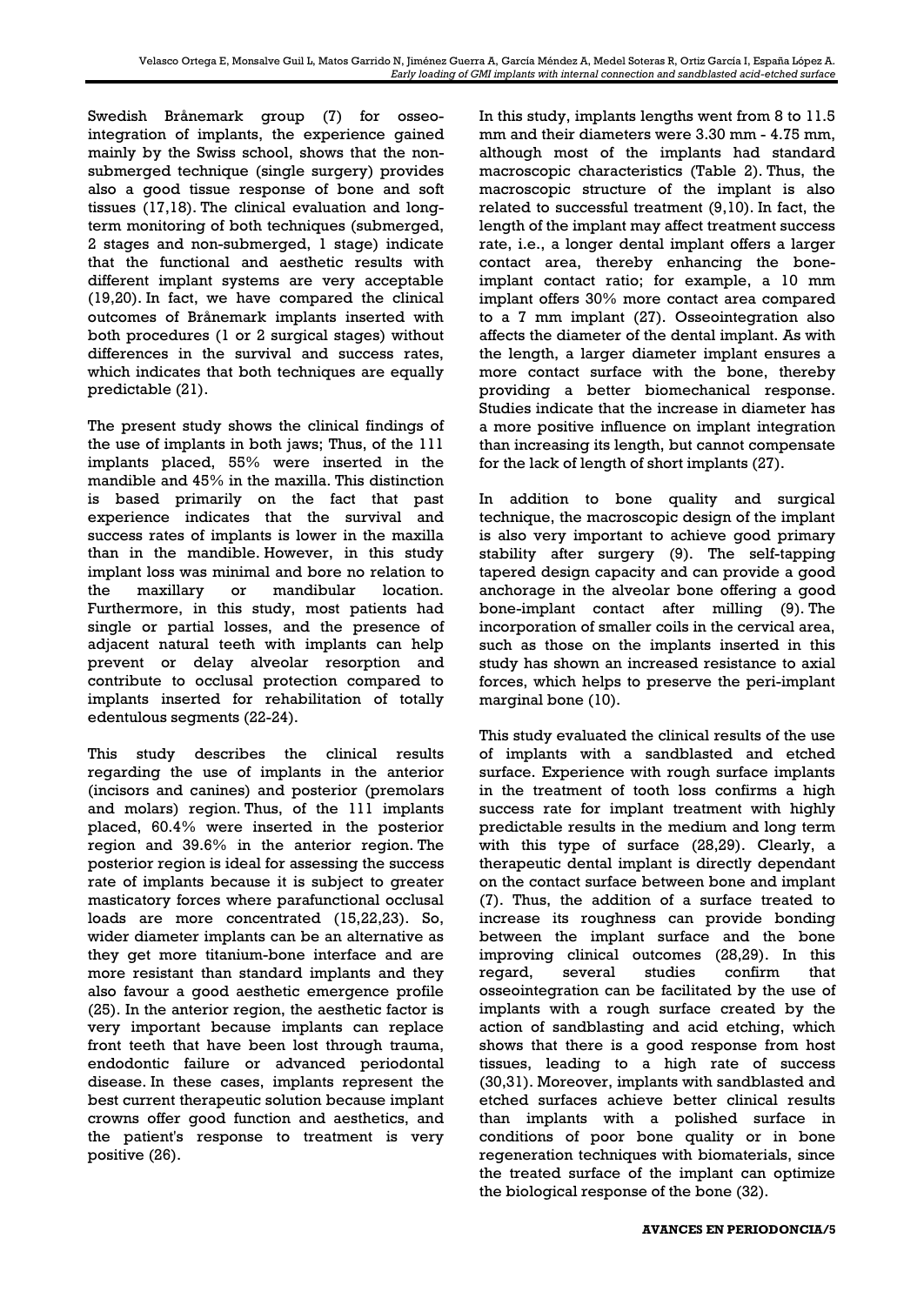Swedish Brånemark group (7) for osseointegration of implants, the experience gained mainly by the Swiss school, shows that the non-submerged technique (single surgery) provides also a good tissue response of bone and soft tissues (17,18). The clinical evaluation and long-term monitoring of both techniques (submerged, 2 stages and non-submerged, 1 stage) indicate that the functional and aesthetic results with different implant systems are very acceptable (19,20). In fact, we have compared the clinical outcomes of Brånemark implants inserted with both procedures (1 or 2 surgical stages) without differences in the survival and success rates, which indicates that both techniques are equally predictable (21).

The present study shows the clinical findings of the use of implants in both jaws; Thus, of the 111 implants placed, 55% were inserted in the mandible and 45% in the maxilla. This distinction is based primarily on the fact that past experience indicates that the survival and success rates of implants is lower in the maxilla than in the mandible. However, in this study implant loss was minimal and bore no relation to the maxillary or mandibular location. Furthermore, in this study, most patients had single or partial losses, and the presence of adjacent natural teeth with implants can help prevent or delay alveolar resorption and contribute to occlusal protection compared to implants inserted for rehabilitation of totally edentulous segments (22-24).

This study describes the clinical results regarding the use of implants in the anterior (incisors and canines) and posterior (premolars and molars) region. Thus, of the 111 implants placed, 60.4% were inserted in the posterior region and 39.6% in the anterior region. The posterior region is ideal for assessing the success rate of implants because it is subject to greater masticatory forces where parafunctional occlusal loads are more concentrated (15,22,23). So, wider diameter implants can be an alternative as they get more titanium-bone interface and are more resistant than standard implants and they also favour a good aesthetic emergence profile (25). In the anterior region, the aesthetic factor is very important because implants can replace front teeth that have been lost through trauma, endodontic failure or advanced periodontal disease. In these cases, implants represent the best current therapeutic solution because implant crowns offer good function and aesthetics, and the patient's response to treatment is very positive (26).

In this study, implants lengths went from 8 to 11.5 mm and their diameters were 3.30 mm - 4.75 mm, although most of the implants had standard macroscopic characteristics (Table 2). Thus, the macroscopic structure of the implant is also related to successful treatment (9,10). In fact, the length of the implant may affect treatment success rate, i.e., a longer dental implant offers a larger contact area, thereby enhancing the bone-implant contact ratio; for example, a 10 mm implant offers 30% more contact area compared to a 7 mm implant (27). Osseointegration also affects the diameter of the dental implant. As with the length, a larger diameter implant ensures a more contact surface with the bone, thereby providing a better biomechanical response. Studies indicate that the increase in diameter has a more positive influence on implant integration than increasing its length, but cannot compensate for the lack of length of short implants (27).

In addition to bone quality and surgical technique, the macroscopic design of the implant is also very important to achieve good primary stability after surgery (9). The self-tapping tapered design capacity and can provide a good anchorage in the alveolar bone offering a good bone-implant contact after milling (9). The incorporation of smaller coils in the cervical area, such as those on the implants inserted in this study has shown an increased resistance to axial forces, which helps to preserve the peri-implant marginal bone (10).

This study evaluated the clinical results of the use of implants with a sandblasted and etched surface. Experience with rough surface implants in the treatment of tooth loss confirms a high success rate for implant treatment with highly predictable results in the medium and long term with this type of surface (28,29). Clearly, a therapeutic dental implant is directly dependant on the contact surface between bone and implant (7). Thus, the addition of a surface treated to increase its roughness can provide bonding between the implant surface and the bone improving clinical outcomes (28,29). In this regard, several studies confirm that osseointegration can be facilitated by the use of implants with a rough surface created by the action of sandblasting and acid etching, which shows that there is a good response from host tissues, leading to a high rate of success (30,31). Moreover, implants with sandblasted and etched surfaces achieve better clinical results than implants with a polished surface in conditions of poor bone quality or in bone regeneration techniques with biomaterials, since the treated surface of the implant can optimize the biological response of the bone (32).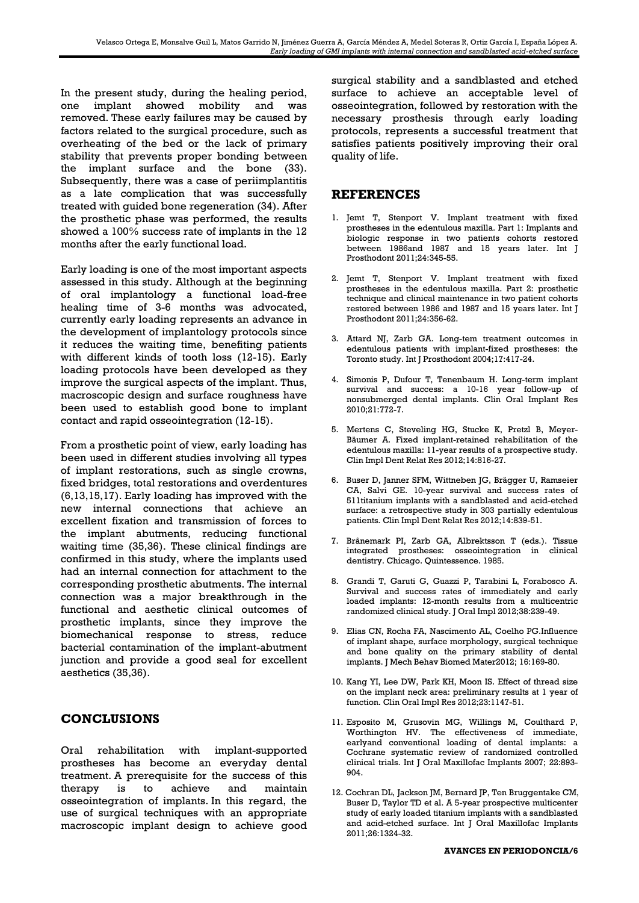In the present study, during the healing period, one implant showed mobility and was removed. These early failures may be caused by factors related to the surgical procedure, such as overheating of the bed or the lack of primary stability that prevents proper bonding between the implant surface and the bone (33). Subsequently, there was a case of periimplantitis as a late complication that was successfully treated with guided bone regeneration (34). After the prosthetic phase was performed, the results showed a 100% success rate of implants in the 12 months after the early functional load.

Early loading is one of the most important aspects assessed in this study. Although at the beginning of oral implantology a functional load-free healing time of 3-6 months was advocated, currently early loading represents an advance in the development of implantology protocols since it reduces the waiting time, benefiting patients with different kinds of tooth loss (12-15). Early loading protocols have been developed as they improve the surgical aspects of the implant. Thus, macroscopic design and surface roughness have been used to establish good bone to implant contact and rapid osseointegration (12-15).

From a prosthetic point of view, early loading has been used in different studies involving all types of implant restorations, such as single crowns, fixed bridges, total restorations and overdentures (6,13,15,17). Early loading has improved with the new internal connections that achieve an excellent fixation and transmission of forces to the implant abutments, reducing functional waiting time (35,36). These clinical findings are confirmed in this study, where the implants used had an internal connection for attachment to the corresponding prosthetic abutments. The internal connection was a major breakthrough in the functional and aesthetic clinical outcomes of prosthetic implants, since they improve the biomechanical response to stress, reduce bacterial contamination of the implant-abutment junction and provide a good seal for excellent aesthetics (35,36).

## CONCLUSIONS

Oral rehabilitation with implant-supported prostheses has become an everyday dental treatment. A prerequisite for the success of this therapy is to achieve and maintain osseointegration of implants. In this regard, the use of surgical techniques with an appropriate macroscopic implant design to achieve good surgical stability and a sandblasted and etched surface to achieve an acceptable level of osseointegration, followed by restoration with the necessary prosthesis through early loading protocols, represents a successful treatment that satisfies patients positively improving their oral quality of life.

## REFERENCES

1. Jemt T, Stenport V. Implant treatment with fixed prostheses in the edentulous maxilla. Part 1: Implants and biologic response in two patients cohorts restored between 1986and 1987 and 15 years later. Int J Prosthodont 2011;24:345-55.
2. Jemt T, Stenport V. Implant treatment with fixed prostheses in the edentulous maxilla. Part 2: prosthetic technique and clinical maintenance in two patient cohorts restored between 1986 and 1987 and 15 years later. Int J Prosthodont 2011;24:356-62.
3. Attard NJ, Zarb GA. Long-tem treatment outcomes in edentulous patients with implant-fixed prostheses: the Toronto study. Int J Prosthodont 2004;17:417-24.
4. Simonis P, Dufour T, Tenenbaum H. Long-term implant survival and success: a 10-16 year follow-up of nonsubmerged dental implants. Clin Oral Implant Res 2010;21:772-7.
5. Mertens C, Steveling HG, Stucke K, Pretzl B, Meyer-Bäumer A. Fixed implant-retained rehabilitation of the edentulous maxilla: 11-year results of a prospective study. Clin Impl Dent Relat Res 2012;14:816-27.
6. Buser D, Janner SFM, Wittneben JG, Brägger U, Ramseier CA, Salvi GE. 10-year survival and success rates of 511titanium implants with a sandblasted and acid-etched surface: a retrospective study in 303 partially edentulous patients. Clin Impl Dent Relat Res 2012;14:839-51.
7. Brånemark PI, Zarb GA, Albrektsson T (eds.). Tissue integrated prostheses: osseointegration in clinical dentistry. Chicago. Quintessence. 1985.
8. Grandi T, Garuti G, Guazzi P, Tarabini L, Forabosco A. Survival and success rates of immediately and early loaded implants: 12-month results from a multicentric randomized clinical study. J Oral Impl 2012;38:239-49.
9. Elias CN, Rocha FA, Nascimento AL, Coelho PG.Influence of implant shape, surface morphology, surgical technique and bone quality on the primary stability of dental implants. J Mech Behav Biomed Mater2012; 16:169-80.
10. Kang YI, Lee DW, Park KH, Moon IS. Effect of thread size on the implant neck area: preliminary results at 1 year of function. Clin Oral Impl Res 2012;23:1147-51.
11. Esposito M, Grusovin MG, Willings M, Coulthard P, Worthington HV. The effectiveness of immediate, earlyand conventional loading of dental implants: a Cochrane systematic review of randomized controlled clinical trials. Int J Oral Maxillofac Implants 2007; 22:893-904.
12. Cochran DL, Jackson JM, Bernard JP, Ten Bruggentake CM, Buser D, Taylor TD et al. A 5-year prospective multicenter study of early loaded titanium implants with a sandblasted and acid-etched surface. Int J Oral Maxillofac Implants 2011;26:1324-32.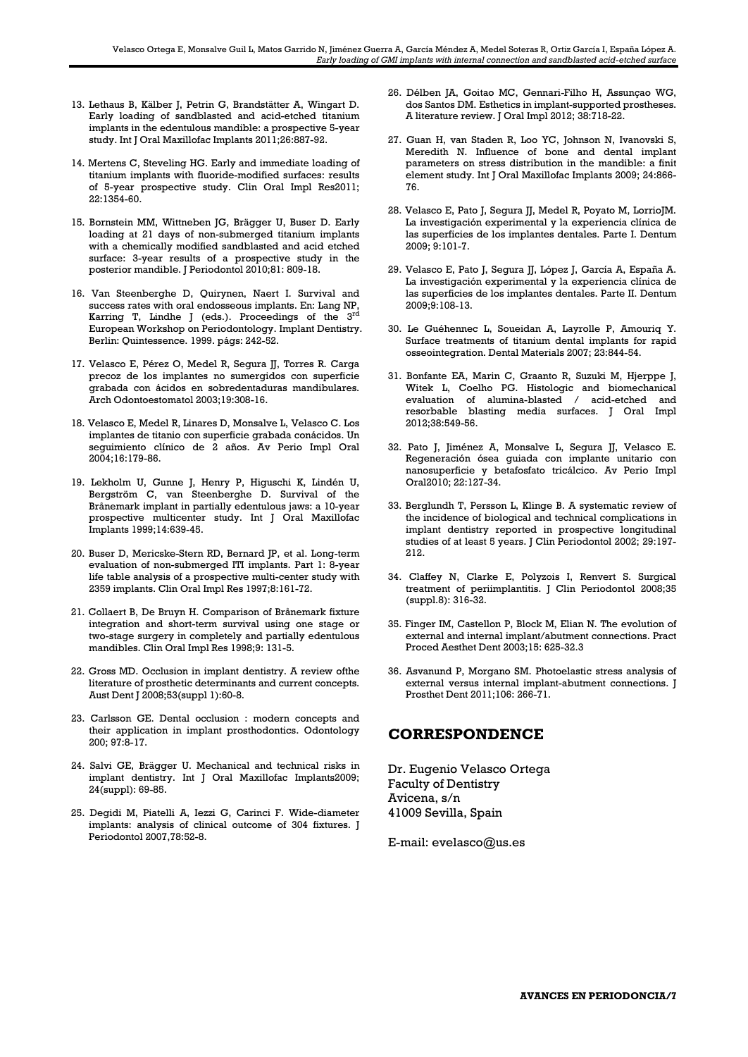13. Lethaus B, Kälber J, Petrin G, Brandstätter A, Wingart D. Early loading of sandblasted and acid-etched titanium implants in the edentulous mandible: a prospective 5-year study. Int J Oral Maxillofac Implants 2011;26:887-92.

14. Mertens C, Steveling HG. Early and immediate loading of titanium implants with fluoride-modified surfaces: results of 5-year prospective study. Clin Oral Impl Res2011; 22:1354-60.

15. Bornstein MM, Wittneben JG, Brägger U, Buser D. Early loading at 21 days of non-submerged titanium implants with a chemically modified sandblasted and acid etched surface: 3-year results of a prospective study in the posterior mandible. J Periodontol 2010;81: 809-18.

16. Van Steenberghe D, Quirynen, Naert I. Survival and success rates with oral endosseous implants. En: Lang NP, Karring T, Lindhe J (eds.). Proceedings of the 3rd European Workshop on Periodontology. Implant Dentistry. Berlin: Quintessence. 1999. págs: 242-52.

17. Velasco E, Pérez O, Medel R, Segura JJ, Torres R. Carga precoz de los implantes no sumergidos con superficie grabada con ácidos en sobredentaduras mandibulares. Arch Odontoestomatol 2003;19:308-16.

18. Velasco E, Medel R, Linares D, Monsalve L, Velasco C. Los implantes de titanio con superficie grabada conácidos. Un seguimiento clínico de 2 años. Av Perio Impl Oral 2004;16:179-86.

19. Lekholm U, Gunne J, Henry P, Higuschi K, Lindén U, Bergström C, van Steenberghe D. Survival of the Brånemark implant in partially edentulous jaws: a 10-year prospective multicenter study. Int J Oral Maxillofac Implants 1999;14:639-45.

20. Buser D, Mericske-Stern RD, Bernard JP, et al. Long-term evaluation of non-submerged ITI implants. Part 1: 8-year life table analysis of a prospective multi-center study with 2359 implants. Clin Oral Impl Res 1997;8:161-72.

21. Collaert B, De Bruyn H. Comparison of Brånemark fixture integration and short-term survival using one stage or two-stage surgery in completely and partially edentulous mandibles. Clin Oral Impl Res 1998;9: 131-5.

22. Gross MD. Occlusion in implant dentistry. A review ofthe literature of prosthetic determinants and current concepts. Aust Dent J 2008;53(suppl 1):60-8.

23. Carlsson GE. Dental occlusion : modern concepts and their application in implant prosthodontics. Odontology 200; 97:8-17.

24. Salvi GE, Brägger U. Mechanical and technical risks in implant dentistry. Int J Oral Maxillofac Implants2009; 24(suppl): 69-85.

25. Degidi M, Piatelli A, Iezzi G, Carinci F. Wide-diameter implants: analysis of clinical outcome of 304 fixtures. J Periodontol 2007,78:52-8.

26. Délben JA, Goitao MC, Gennari-Filho H, Assunçao WG, dos Santos DM. Esthetics in implant-supported prostheses. A literature review. J Oral Impl 2012; 38:718-22.

27. Guan H, van Staden R, Loo YC, Johnson N, Ivanovski S, Meredith N. Influence of bone and dental implant parameters on stress distribution in the mandible: a finit element study. Int J Oral Maxillofac Implants 2009; 24:866-76.

28. Velasco E, Pato J, Segura JJ, Medel R, Poyato M, LorrioJM. La investigación experimental y la experiencia clínica de las superficies de los implantes dentales. Parte I. Dentum 2009; 9:101-7.

29. Velasco E, Pato J, Segura JJ, López J, García A, España A. La investigación experimental y la experiencia clínica de las superficies de los implantes dentales. Parte II. Dentum 2009;9:108-13.

30. Le Guéhennec L, Soueidan A, Layrolle P, Amouriq Y. Surface treatments of titanium dental implants for rapid osseointegration. Dental Materials 2007; 23:844-54.

31. Bonfante EA, Marin C, Graanto R, Suzuki M, Hjerppe J, Witek L, Coelho PG. Histologic and biomechanical evaluation of alumina-blasted / acid-etched and resorbable blasting media surfaces. J Oral Impl 2012;38:549-56.

32. Pato J, Jiménez A, Monsalve L, Segura JJ, Velasco E. Regeneración ósea guiada con implante unitario con nanosuperficie y betafosfato tricálcico. Av Perio Impl Oral2010; 22:127-34.

33. Berglundh T, Persson L, Klinge B. A systematic review of the incidence of biological and technical complications in implant dentistry reported in prospective longitudinal studies of at least 5 years. J Clin Periodontol 2002; 29:197-212.

34. Claffey N, Clarke E, Polyzois I, Renvert S. Surgical treatment of periimplantitis. J Clin Periodontol 2008;35 (suppl.8): 316-32.

35. Finger IM, Castellon P, Block M, Elian N. The evolution of external and internal implant/abutment connections. Pract Proced Aesthet Dent 2003;15: 625-32.3

36. Asvanund P, Morgano SM. Photoelastic stress analysis of external versus internal implant-abutment connections. J Prosthet Dent 2011;106: 266-71.

## CORRESPONDENCE

Dr. Eugenio Velasco Ortega
Faculty of Dentistry
Avicena, s/n
41009 Sevilla, Spain

E-mail: evelasco@us.es